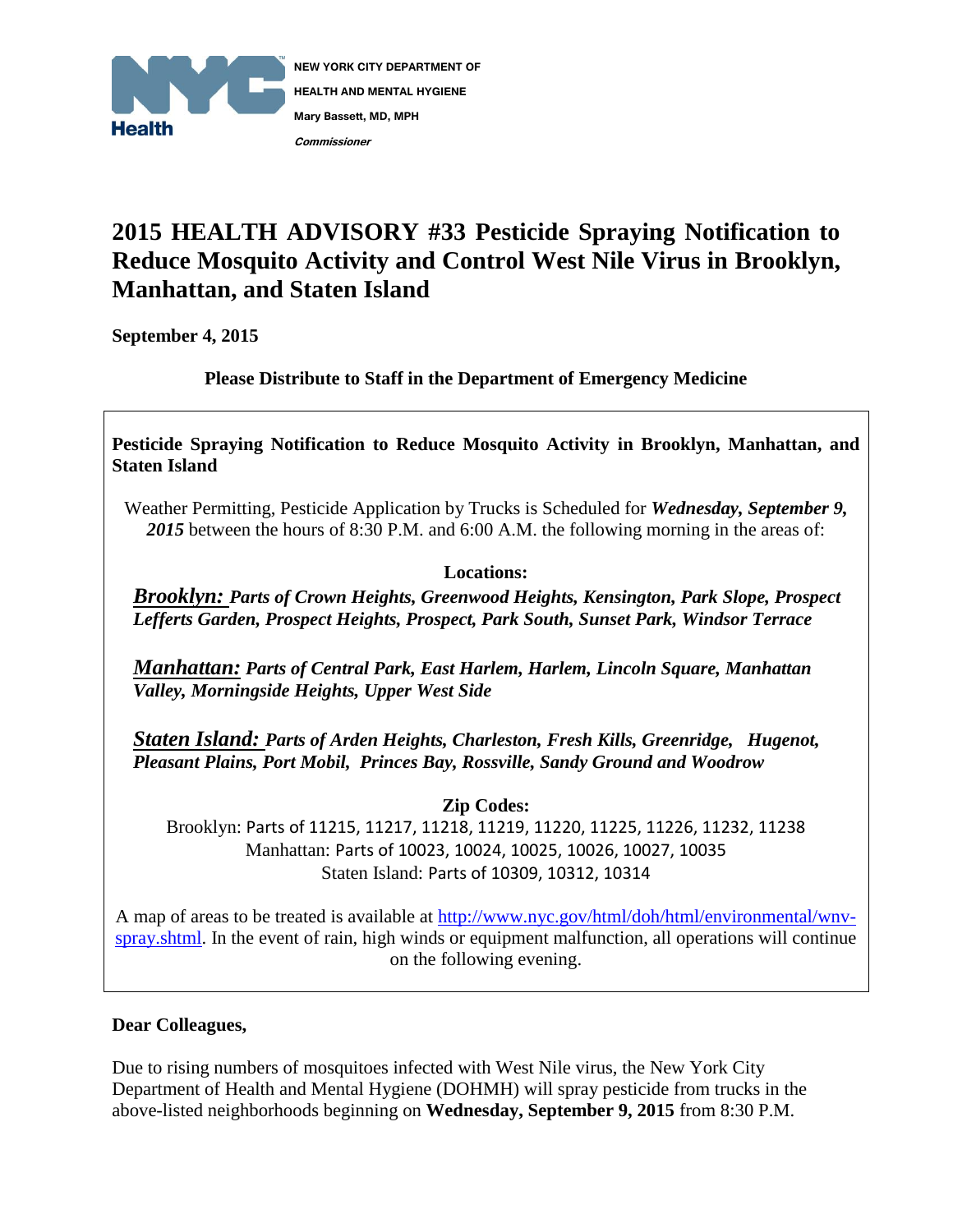NEW YORK CITY DEPARTMENT OF HEALTH AND MENTAL HYGIENE
Mary Bassett, MD, MPH
*Commissioner*

# 2015 HEALTH ADVISORY #33 Pesticide Spraying Notification to Reduce Mosquito Activity and Control West Nile Virus in Brooklyn, Manhattan, and Staten Island

**September 4, 2015**

**Please Distribute to Staff in the Department of Emergency Medicine**

**Pesticide Spraying Notification to Reduce Mosquito Activity in Brooklyn, Manhattan, and Staten Island**

Weather Permitting, Pesticide Application by Trucks is Scheduled for ***Wednesday, September 9, 2015*** between the hours of 8:30 P.M. and 6:00 A.M. the following morning in the areas of:

**Locations:**

***Brooklyn:*** ***Parts of Crown Heights, Greenwood Heights, Kensington, Park Slope, Prospect Lefferts Garden, Prospect Heights, Prospect, Park South, Sunset Park, Windsor Terrace***

***Manhattan:*** ***Parts of Central Park, East Harlem, Harlem, Lincoln Square, Manhattan Valley, Morningside Heights, Upper West Side***

***Staten Island:*** ***Parts of Arden Heights, Charleston, Fresh Kills, Greenridge, Hugenot, Pleasant Plains, Port Mobil, Princes Bay, Rossville, Sandy Ground and Woodrow***

**Zip Codes:**

Brooklyn: Parts of 11215, 11217, 11218, 11219, 11220, 11225, 11226, 11232, 11238
Manhattan: Parts of 10023, 10024, 10025, 10026, 10027, 10035
Staten Island: Parts of 10309, 10312, 10314

A map of areas to be treated is available at http://www.nyc.gov/html/doh/html/environmental/wnv-spray.shtml. In the event of rain, high winds or equipment malfunction, all operations will continue on the following evening.

**Dear Colleagues,**

Due to rising numbers of mosquitoes infected with West Nile virus, the New York City Department of Health and Mental Hygiene (DOHMH) will spray pesticide from trucks in the above-listed neighborhoods beginning on **Wednesday, September 9, 2015** from 8:30 P.M.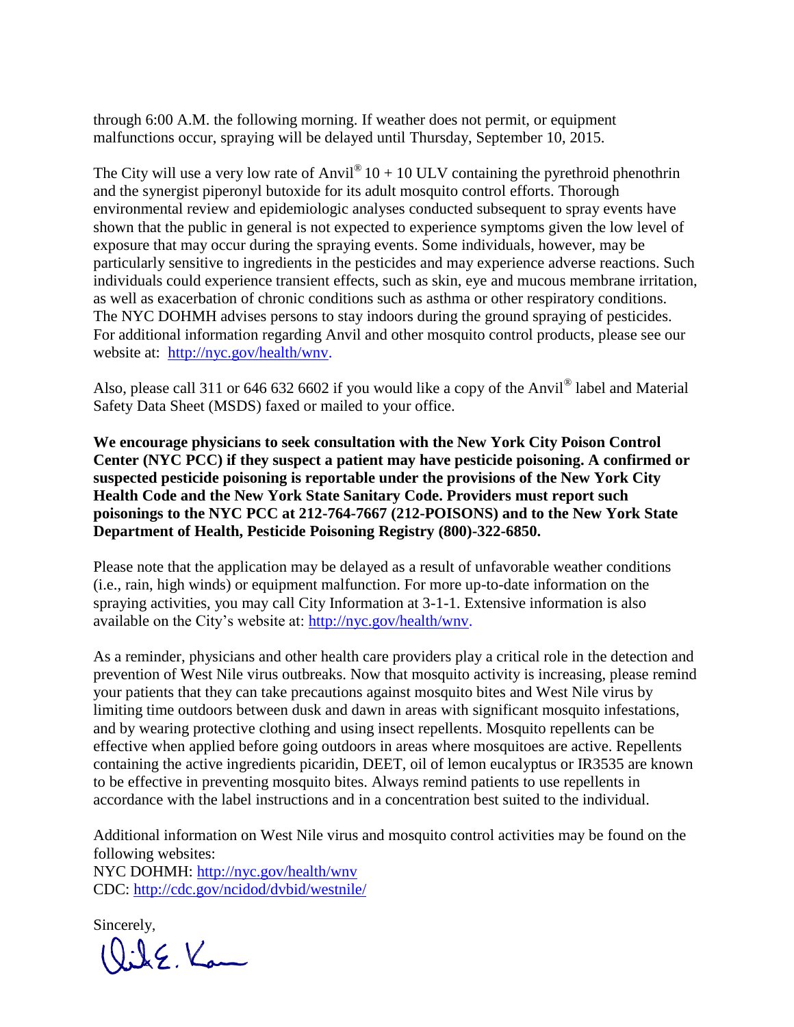through 6:00 A.M. the following morning. If weather does not permit, or equipment malfunctions occur, spraying will be delayed until Thursday, September 10, 2015.

The City will use a very low rate of Anvil® 10 + 10 ULV containing the pyrethroid phenothrin and the synergist piperonyl butoxide for its adult mosquito control efforts. Thorough environmental review and epidemiologic analyses conducted subsequent to spray events have shown that the public in general is not expected to experience symptoms given the low level of exposure that may occur during the spraying events. Some individuals, however, may be particularly sensitive to ingredients in the pesticides and may experience adverse reactions. Such individuals could experience transient effects, such as skin, eye and mucous membrane irritation, as well as exacerbation of chronic conditions such as asthma or other respiratory conditions. The NYC DOHMH advises persons to stay indoors during the ground spraying of pesticides. For additional information regarding Anvil and other mosquito control products, please see our website at: http://nyc.gov/health/wnv.

Also, please call 311 or 646 632 6602 if you would like a copy of the Anvil® label and Material Safety Data Sheet (MSDS) faxed or mailed to your office.

**We encourage physicians to seek consultation with the New York City Poison Control Center (NYC PCC) if they suspect a patient may have pesticide poisoning. A confirmed or suspected pesticide poisoning is reportable under the provisions of the New York City Health Code and the New York State Sanitary Code. Providers must report such poisonings to the NYC PCC at 212-764-7667 (212-POISONS) and to the New York State Department of Health, Pesticide Poisoning Registry (800)-322-6850.**

Please note that the application may be delayed as a result of unfavorable weather conditions (i.e., rain, high winds) or equipment malfunction. For more up-to-date information on the spraying activities, you may call City Information at 3-1-1. Extensive information is also available on the City's website at: http://nyc.gov/health/wnv.

As a reminder, physicians and other health care providers play a critical role in the detection and prevention of West Nile virus outbreaks. Now that mosquito activity is increasing, please remind your patients that they can take precautions against mosquito bites and West Nile virus by limiting time outdoors between dusk and dawn in areas with significant mosquito infestations, and by wearing protective clothing and using insect repellents. Mosquito repellents can be effective when applied before going outdoors in areas where mosquitoes are active. Repellents containing the active ingredients picaridin, DEET, oil of lemon eucalyptus or IR3535 are known to be effective in preventing mosquito bites. Always remind patients to use repellents in accordance with the label instructions and in a concentration best suited to the individual.

Additional information on West Nile virus and mosquito control activities may be found on the following websites:
NYC DOHMH: http://nyc.gov/health/wnv
CDC: http://cdc.gov/ncidod/dvbid/westnile/

Sincerely,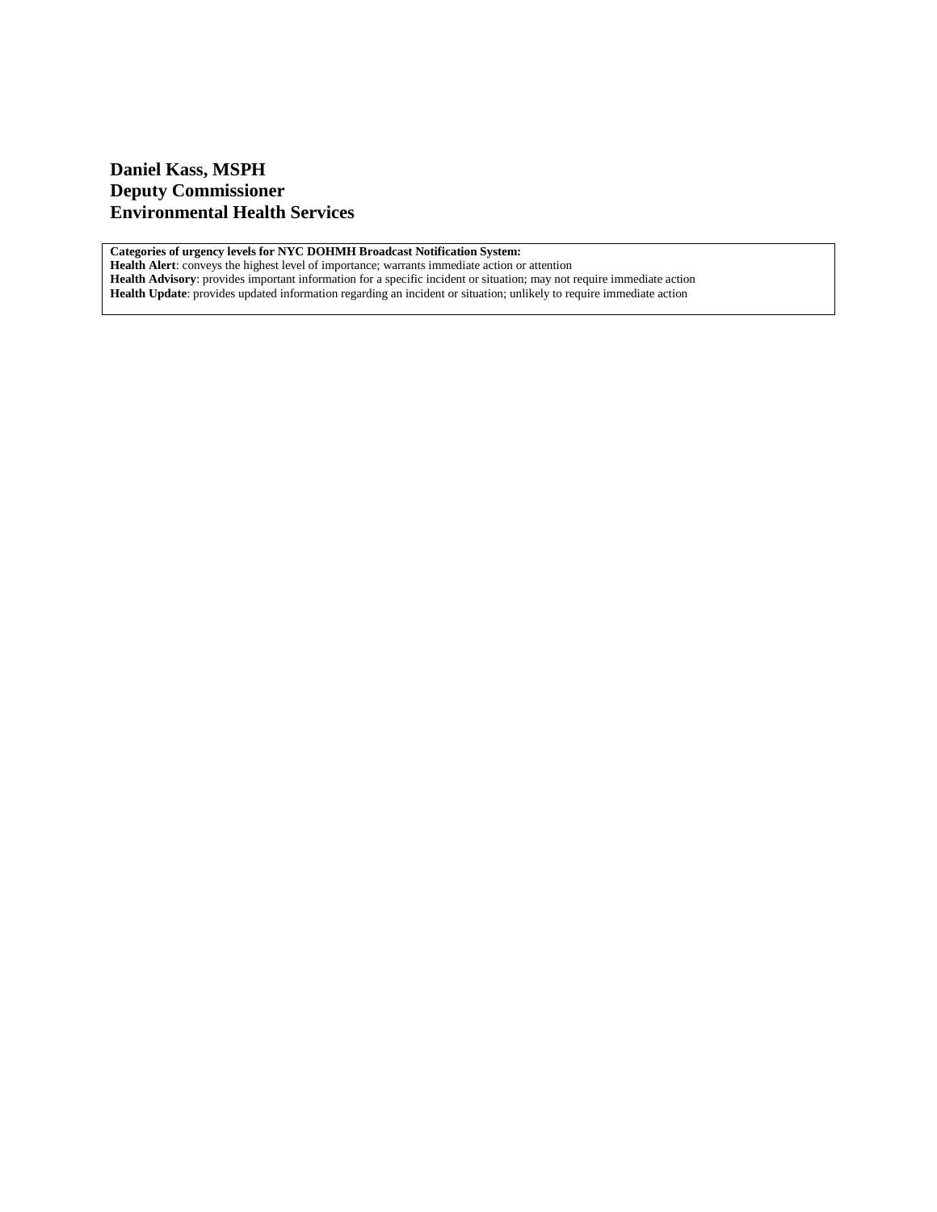**Daniel Kass, MSPH**
**Deputy Commissioner**
**Environmental Health Services**

**Categories of urgency levels for NYC DOHMH Broadcast Notification System:**
**Health Alert**: conveys the highest level of importance; warrants immediate action or attention
**Health Advisory**: provides important information for a specific incident or situation; may not require immediate action
**Health Update**: provides updated information regarding an incident or situation; unlikely to require immediate action